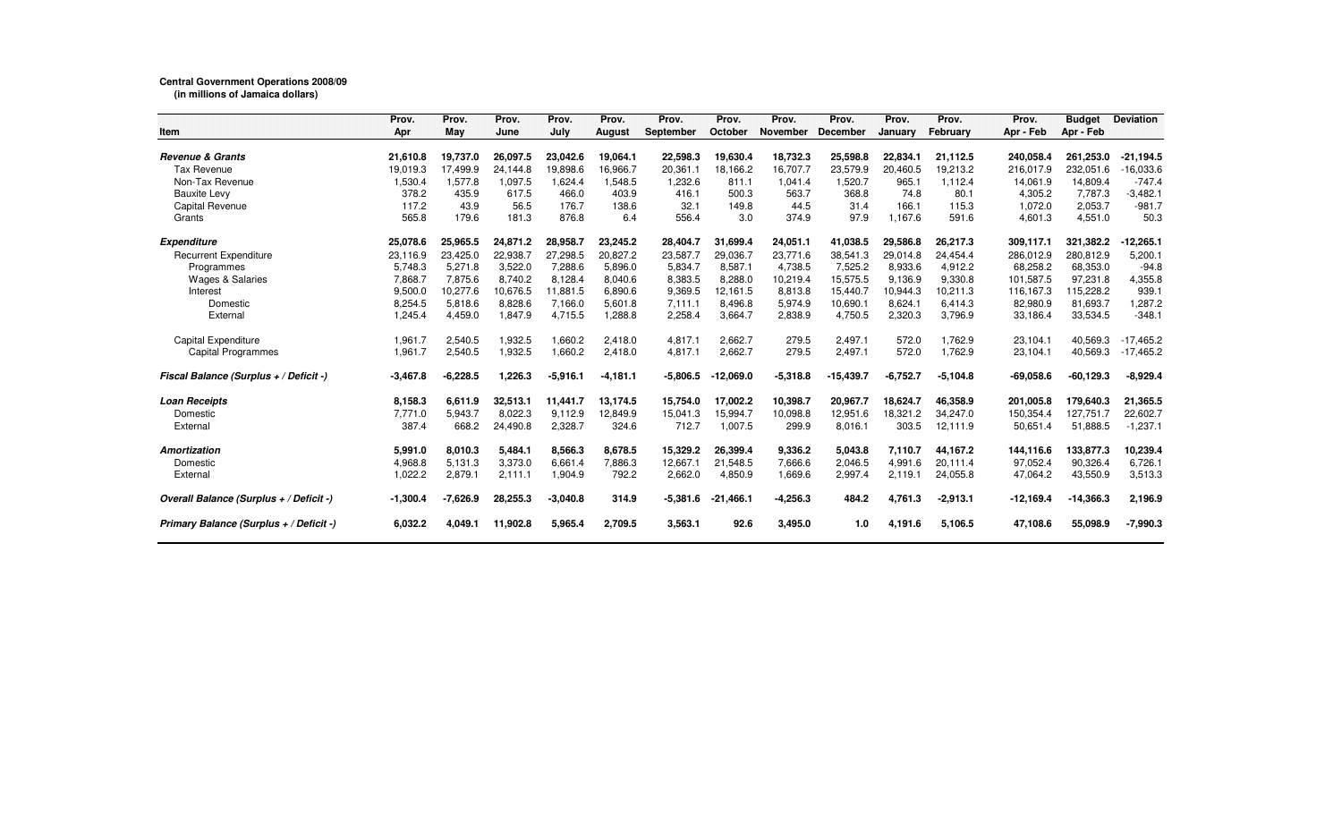**Central Government Operations 2008/09**
**(in millions of Jamaica dollars)**

| Item | Prov. Apr | Prov. May | Prov. June | Prov. July | Prov. August | Prov. September | Prov. October | Prov. November | Prov. December | Prov. January | Prov. February | Prov. Apr - Feb | Budget Apr - Feb | Deviation |
|---|---|---|---|---|---|---|---|---|---|---|---|---|---|---|
| ***Revenue & Grants*** | **21,610.8** | **19,737.0** | **26,097.5** | **23,042.6** | **19,064.1** | **22,598.3** | **19,630.4** | **18,732.3** | **25,598.8** | **22,834.1** | **21,112.5** | **240,058.4** | **261,253.0** | **-21,194.5** |
| Tax Revenue | 19,019.3 | 17,499.9 | 24,144.8 | 19,898.6 | 16,966.7 | 20,361.1 | 18,166.2 | 16,707.7 | 23,579.9 | 20,460.5 | 19,213.2 | 216,017.9 | 232,051.6 | -16,033.6 |
| Non-Tax Revenue | 1,530.4 | 1,577.8 | 1,097.5 | 1,624.4 | 1,548.5 | 1,232.6 | 811.1 | 1,041.4 | 1,520.7 | 965.1 | 1,112.4 | 14,061.9 | 14,809.4 | -747.4 |
| Bauxite Levy | 378.2 | 435.9 | 617.5 | 466.0 | 403.9 | 416.1 | 500.3 | 563.7 | 368.8 | 74.8 | 80.1 | 4,305.2 | 7,787.3 | -3,482.1 |
| Capital Revenue | 117.2 | 43.9 | 56.5 | 176.7 | 138.6 | 32.1 | 149.8 | 44.5 | 31.4 | 166.1 | 115.3 | 1,072.0 | 2,053.7 | -981.7 |
| Grants | 565.8 | 179.6 | 181.3 | 876.8 | 6.4 | 556.4 | 3.0 | 374.9 | 97.9 | 1,167.6 | 591.6 | 4,601.3 | 4,551.0 | 50.3 |
| ***Expenditure*** | **25,078.6** | **25,965.5** | **24,871.2** | **28,958.7** | **23,245.2** | **28,404.7** | **31,699.4** | **24,051.1** | **41,038.5** | **29,586.8** | **26,217.3** | **309,117.1** | **321,382.2** | **-12,265.1** |
| Recurrent Expenditure | 23,116.9 | 23,425.0 | 22,938.7 | 27,298.5 | 20,827.2 | 23,587.7 | 29,036.7 | 23,771.6 | 38,541.3 | 29,014.8 | 24,454.4 | 286,012.9 | 280,812.9 | 5,200.1 |
| Programmes | 5,748.3 | 5,271.8 | 3,522.0 | 7,288.6 | 5,896.0 | 5,834.7 | 8,587.1 | 4,738.5 | 7,525.2 | 8,933.6 | 4,912.2 | 68,258.2 | 68,353.0 | -94.8 |
| Wages & Salaries | 7,868.7 | 7,875.6 | 8,740.2 | 8,128.4 | 8,040.6 | 8,383.5 | 8,288.0 | 10,219.4 | 15,575.5 | 9,136.9 | 9,330.8 | 101,587.5 | 97,231.8 | 4,355.8 |
| Interest | 9,500.0 | 10,277.6 | 10,676.5 | 11,881.5 | 6,890.6 | 9,369.5 | 12,161.5 | 8,813.8 | 15,440.7 | 10,944.3 | 10,211.3 | 116,167.3 | 115,228.2 | 939.1 |
| Domestic | 8,254.5 | 5,818.6 | 8,828.6 | 7,166.0 | 5,601.8 | 7,111.1 | 8,496.8 | 5,974.9 | 10,690.1 | 8,624.1 | 6,414.3 | 82,980.9 | 81,693.7 | 1,287.2 |
| External | 1,245.4 | 4,459.0 | 1,847.9 | 4,715.5 | 1,288.8 | 2,258.4 | 3,664.7 | 2,838.9 | 4,750.5 | 2,320.3 | 3,796.9 | 33,186.4 | 33,534.5 | -348.1 |
| Capital Expenditure | 1,961.7 | 2,540.5 | 1,932.5 | 1,660.2 | 2,418.0 | 4,817.1 | 2,662.7 | 279.5 | 2,497.1 | 572.0 | 1,762.9 | 23,104.1 | 40,569.3 | -17,465.2 |
| Capital Programmes | 1,961.7 | 2,540.5 | 1,932.5 | 1,660.2 | 2,418.0 | 4,817.1 | 2,662.7 | 279.5 | 2,497.1 | 572.0 | 1,762.9 | 23,104.1 | 40,569.3 | -17,465.2 |
| ***Fiscal Balance (Surplus + / Deficit -)*** | **-3,467.8** | **-6,228.5** | **1,226.3** | **-5,916.1** | **-4,181.1** | **-5,806.5** | **-12,069.0** | **-5,318.8** | **-15,439.7** | **-6,752.7** | **-5,104.8** | **-69,058.6** | **-60,129.3** | **-8,929.4** |
| ***Loan Receipts*** | **8,158.3** | **6,611.9** | **32,513.1** | **11,441.7** | **13,174.5** | **15,754.0** | **17,002.2** | **10,398.7** | **20,967.7** | **18,624.7** | **46,358.9** | **201,005.8** | **179,640.3** | **21,365.5** |
| Domestic | 7,771.0 | 5,943.7 | 8,022.3 | 9,112.9 | 12,849.9 | 15,041.3 | 15,994.7 | 10,098.8 | 12,951.6 | 18,321.2 | 34,247.0 | 150,354.4 | 127,751.7 | 22,602.7 |
| External | 387.4 | 668.2 | 24,490.8 | 2,328.7 | 324.6 | 712.7 | 1,007.5 | 299.9 | 8,016.1 | 303.5 | 12,111.9 | 50,651.4 | 51,888.5 | -1,237.1 |
| ***Amortization*** | **5,991.0** | **8,010.3** | **5,484.1** | **8,566.3** | **8,678.5** | **15,329.2** | **26,399.4** | **9,336.2** | **5,043.8** | **7,110.7** | **44,167.2** | **144,116.6** | **133,877.3** | **10,239.4** |
| Domestic | 4,968.8 | 5,131.3 | 3,373.0 | 6,661.4 | 7,886.3 | 12,667.1 | 21,548.5 | 7,666.6 | 2,046.5 | 4,991.6 | 20,111.4 | 97,052.4 | 90,326.4 | 6,726.1 |
| External | 1,022.2 | 2,879.1 | 2,111.1 | 1,904.9 | 792.2 | 2,662.0 | 4,850.9 | 1,669.6 | 2,997.4 | 2,119.1 | 24,055.8 | 47,064.2 | 43,550.9 | 3,513.3 |
| ***Overall Balance (Surplus + / Deficit -)*** | **-1,300.4** | **-7,626.9** | **28,255.3** | **-3,040.8** | **314.9** | **-5,381.6** | **-21,466.1** | **-4,256.3** | **484.2** | **4,761.3** | **-2,913.1** | **-12,169.4** | **-14,366.3** | **2,196.9** |
| ***Primary Balance (Surplus + / Deficit -)*** | **6,032.2** | **4,049.1** | **11,902.8** | **5,965.4** | **2,709.5** | **3,563.1** | **92.6** | **3,495.0** | **1.0** | **4,191.6** | **5,106.5** | **47,108.6** | **55,098.9** | **-7,990.3** |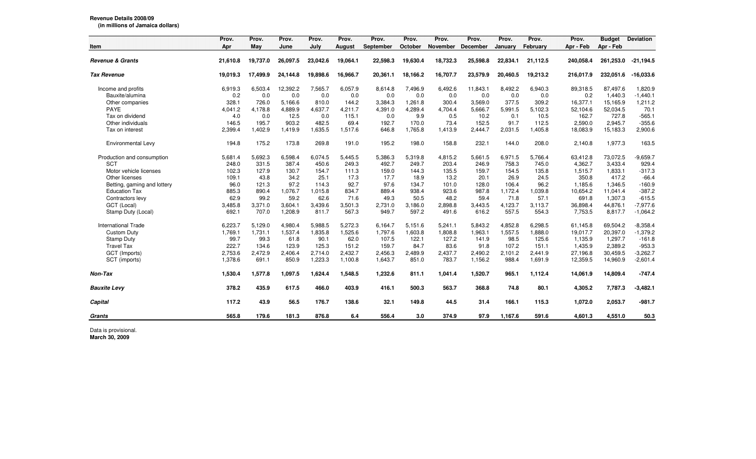**Revenue Details 2008/09**
**(in millions of Jamaica dollars)**

| Item | Prov. Apr | Prov. May | Prov. June | Prov. July | Prov. August | Prov. September | Prov. October | Prov. November | Prov. December | Prov. January | Prov. February | Prov. Apr - Feb | Budget Apr - Feb | Deviation |
|---|---|---|---|---|---|---|---|---|---|---|---|---|---|---|
| ***Revenue & Grants*** | **21,610.8** | **19,737.0** | **26,097.5** | **23,042.6** | **19,064.1** | **22,598.3** | **19,630.4** | **18,732.3** | **25,598.8** | **22,834.1** | **21,112.5** | **240,058.4** | **261,253.0** | **-21,194.5** |
| ***Tax Revenue*** | **19,019.3** | **17,499.9** | **24,144.8** | **19,898.6** | **16,966.7** | **20,361.1** | **18,166.2** | **16,707.7** | **23,579.9** | **20,460.5** | **19,213.2** | **216,017.9** | **232,051.6** | **-16,033.6** |
| Income and profits | 6,919.3 | 6,503.4 | 12,392.2 | 7,565.7 | 6,057.9 | 8,614.8 | 7,496.9 | 6,492.6 | 11,843.1 | 8,492.2 | 6,940.3 | 89,318.5 | 87,497.6 | 1,820.9 |
| Bauxite/alumina | 0.2 | 0.0 | 0.0 | 0.0 | 0.0 | 0.0 | 0.0 | 0.0 | 0.0 | 0.0 | 0.0 | 0.2 | 1,440.3 | -1,440.1 |
| Other companies | 328.1 | 726.0 | 5,166.6 | 810.0 | 144.2 | 3,384.3 | 1,261.8 | 300.4 | 3,569.0 | 377.5 | 309.2 | 16,377.1 | 15,165.9 | 1,211.2 |
| PAYE | 4,041.2 | 4,178.8 | 4,889.9 | 4,637.7 | 4,211.7 | 4,391.0 | 4,289.4 | 4,704.4 | 5,666.7 | 5,991.5 | 5,102.3 | 52,104.6 | 52,034.5 | 70.1 |
| Tax on dividend | 4.0 | 0.0 | 12.5 | 0.0 | 115.1 | 0.0 | 9.9 | 0.5 | 10.2 | 0.1 | 10.5 | 162.7 | 727.8 | -565.1 |
| Other individuals | 146.5 | 195.7 | 903.2 | 482.5 | 69.4 | 192.7 | 170.0 | 73.4 | 152.5 | 91.7 | 112.5 | 2,590.0 | 2,945.7 | -355.6 |
| Tax on interest | 2,399.4 | 1,402.9 | 1,419.9 | 1,635.5 | 1,517.6 | 646.8 | 1,765.8 | 1,413.9 | 2,444.7 | 2,031.5 | 1,405.8 | 18,083.9 | 15,183.3 | 2,900.6 |
| Environmental Levy | 194.8 | 175.2 | 173.8 | 269.8 | 191.0 | 195.2 | 198.0 | 158.8 | 232.1 | 144.0 | 208.0 | 2,140.8 | 1,977.3 | 163.5 |
| Production and consumption | 5,681.4 | 5,692.3 | 6,598.4 | 6,074.5 | 5,445.5 | 5,386.3 | 5,319.8 | 4,815.2 | 5,661.5 | 6,971.5 | 5,766.4 | 63,412.8 | 73,072.5 | -9,659.7 |
| SCT | 248.0 | 331.5 | 387.4 | 450.6 | 249.3 | 492.7 | 249.7 | 203.4 | 246.9 | 758.3 | 745.0 | 4,362.7 | 3,433.4 | 929.4 |
| Motor vehicle licenses | 102.3 | 127.9 | 130.7 | 154.7 | 111.3 | 159.0 | 144.3 | 135.5 | 159.7 | 154.5 | 135.8 | 1,515.7 | 1,833.1 | -317.3 |
| Other licenses | 109.1 | 43.8 | 34.2 | 25.1 | 17.3 | 17.7 | 18.9 | 13.2 | 20.1 | 26.9 | 24.5 | 350.8 | 417.2 | -66.4 |
| Betting, gaming and lottery | 96.0 | 121.3 | 97.2 | 114.3 | 92.7 | 97.6 | 134.7 | 101.0 | 128.0 | 106.4 | 96.2 | 1,185.6 | 1,346.5 | -160.9 |
| Education Tax | 885.3 | 890.4 | 1,076.7 | 1,015.8 | 834.7 | 889.4 | 938.4 | 923.6 | 987.8 | 1,172.4 | 1,039.8 | 10,654.2 | 11,041.4 | -387.2 |
| Contractors levy | 62.9 | 99.2 | 59.2 | 62.6 | 71.6 | 49.3 | 50.5 | 48.2 | 59.4 | 71.8 | 57.1 | 691.8 | 1,307.3 | -615.5 |
| GCT (Local) | 3,485.8 | 3,371.0 | 3,604.1 | 3,439.6 | 3,501.3 | 2,731.0 | 3,186.0 | 2,898.8 | 3,443.5 | 4,123.7 | 3,113.7 | 36,898.4 | 44,876.1 | -7,977.6 |
| Stamp Duty (Local) | 692.1 | 707.0 | 1,208.9 | 811.7 | 567.3 | 949.7 | 597.2 | 491.6 | 616.2 | 557.5 | 554.3 | 7,753.5 | 8,817.7 | -1,064.2 |
| International Trade | 6,223.7 | 5,129.0 | 4,980.4 | 5,988.5 | 5,272.3 | 6,164.7 | 5,151.6 | 5,241.1 | 5,843.2 | 4,852.8 | 6,298.5 | 61,145.8 | 69,504.2 | -8,358.4 |
| Custom Duty | 1,769.1 | 1,731.1 | 1,537.4 | 1,835.8 | 1,525.6 | 1,797.6 | 1,603.8 | 1,808.8 | 1,963.1 | 1,557.5 | 1,888.0 | 19,017.7 | 20,397.0 | -1,379.2 |
| Stamp Duty | 99.7 | 99.3 | 61.8 | 90.1 | 62.0 | 107.5 | 122.1 | 127.2 | 141.9 | 98.5 | 125.6 | 1,135.9 | 1,297.7 | -161.8 |
| Travel Tax | 222.7 | 134.6 | 123.9 | 125.3 | 151.2 | 159.7 | 84.7 | 83.6 | 91.8 | 107.2 | 151.1 | 1,435.9 | 2,389.2 | -953.3 |
| GCT (Imports) | 2,753.6 | 2,472.9 | 2,406.4 | 2,714.0 | 2,432.7 | 2,456.3 | 2,489.9 | 2,437.7 | 2,490.2 | 2,101.2 | 2,441.9 | 27,196.8 | 30,459.5 | -3,262.7 |
| SCT (imports) | 1,378.6 | 691.1 | 850.9 | 1,223.3 | 1,100.8 | 1,643.7 | 851.0 | 783.7 | 1,156.2 | 988.4 | 1,691.9 | 12,359.5 | 14,960.9 | -2,601.4 |
| ***Non-Tax*** | **1,530.4** | **1,577.8** | **1,097.5** | **1,624.4** | **1,548.5** | **1,232.6** | **811.1** | **1,041.4** | **1,520.7** | **965.1** | **1,112.4** | **14,061.9** | **14,809.4** | **-747.4** |
| ***Bauxite Levy*** | **378.2** | **435.9** | **617.5** | **466.0** | **403.9** | **416.1** | **500.3** | **563.7** | **368.8** | **74.8** | **80.1** | **4,305.2** | **7,787.3** | **-3,482.1** |
| ***Capital*** | **117.2** | **43.9** | **56.5** | **176.7** | **138.6** | **32.1** | **149.8** | **44.5** | **31.4** | **166.1** | **115.3** | **1,072.0** | **2,053.7** | **-981.7** |
| ***Grants*** | **565.8** | **179.6** | **181.3** | **876.8** | **6.4** | **556.4** | **3.0** | **374.9** | **97.9** | **1,167.6** | **591.6** | **4,601.3** | **4,551.0** | **50.3** |

Data is provisional.
**March 30, 2009**